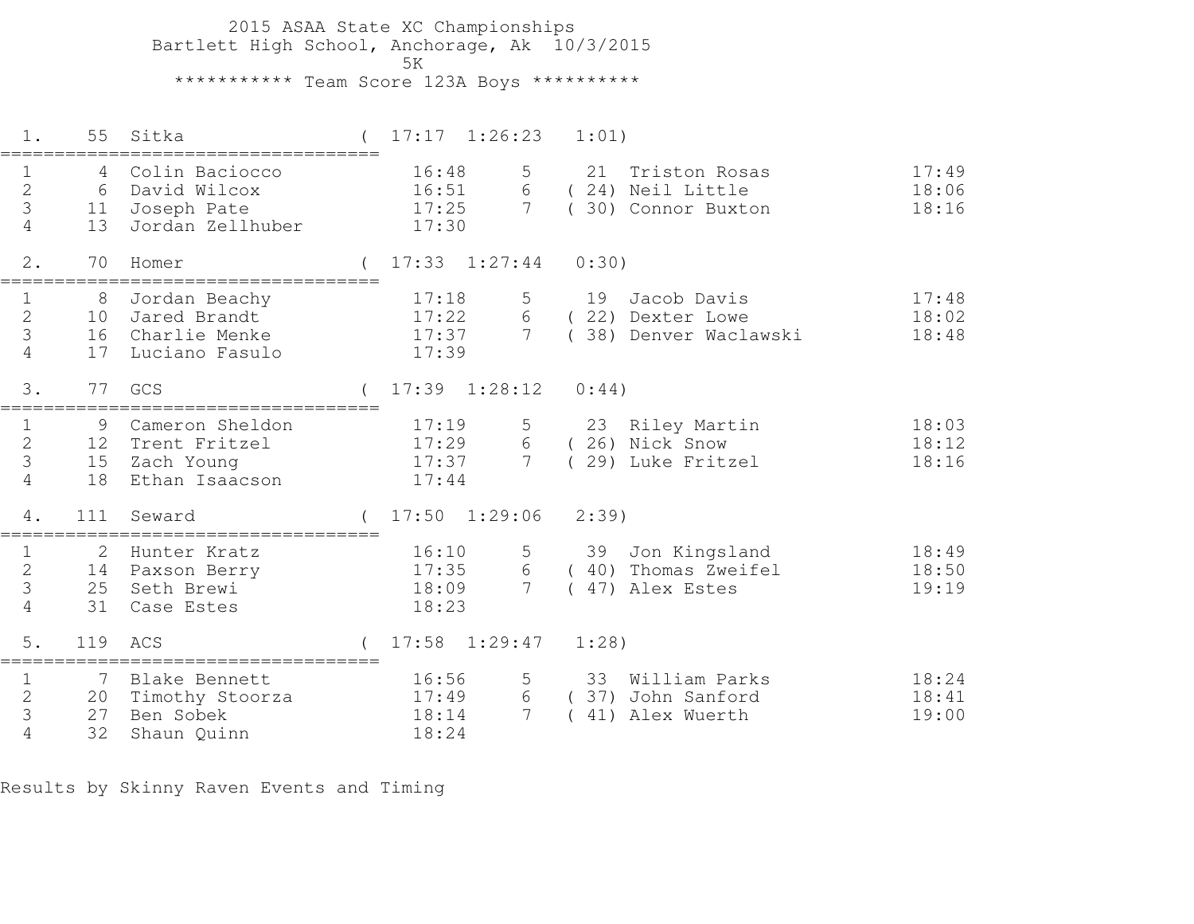# 2015 ASAA State XC Championships

Bartlett High School, Anchorage, Ak 10/3/2015

5K

*********** Team Score 123A Boys **********

## 1. 55 Sitka (17:17 1:26:23 1:01)

| # | Place | Name | Time | # | Place | Name | Time |
|---|---|---|---|---|---|---|---|
| 1 | 4 | Colin Baciocco | 16:48 | 5 | 21 | Triston Rosas | 17:49 |
| 2 | 6 | David Wilcox | 16:51 | 6 | (24) | Neil Little | 18:06 |
| 3 | 11 | Joseph Pate | 17:25 | 7 | (30) | Connor Buxton | 18:16 |
| 4 | 13 | Jordan Zellhuber | 17:30 | | | | |

## 2. 70 Homer (17:33 1:27:44 0:30)

| # | Place | Name | Time | # | Place | Name | Time |
|---|---|---|---|---|---|---|---|
| 1 | 8 | Jordan Beachy | 17:18 | 5 | 19 | Jacob Davis | 17:48 |
| 2 | 10 | Jared Brandt | 17:22 | 6 | (22) | Dexter Lowe | 18:02 |
| 3 | 16 | Charlie Menke | 17:37 | 7 | (38) | Denver Waclawski | 18:48 |
| 4 | 17 | Luciano Fasulo | 17:39 | | | | |

## 3. 77 GCS (17:39 1:28:12 0:44)

| # | Place | Name | Time | # | Place | Name | Time |
|---|---|---|---|---|---|---|---|
| 1 | 9 | Cameron Sheldon | 17:19 | 5 | 23 | Riley Martin | 18:03 |
| 2 | 12 | Trent Fritzel | 17:29 | 6 | (26) | Nick Snow | 18:12 |
| 3 | 15 | Zach Young | 17:37 | 7 | (29) | Luke Fritzel | 18:16 |
| 4 | 18 | Ethan Isaacson | 17:44 | | | | |

## 4. 111 Seward (17:50 1:29:06 2:39)

| # | Place | Name | Time | # | Place | Name | Time |
|---|---|---|---|---|---|---|---|
| 1 | 2 | Hunter Kratz | 16:10 | 5 | 39 | Jon Kingsland | 18:49 |
| 2 | 14 | Paxson Berry | 17:35 | 6 | (40) | Thomas Zweifel | 18:50 |
| 3 | 25 | Seth Brewi | 18:09 | 7 | (47) | Alex Estes | 19:19 |
| 4 | 31 | Case Estes | 18:23 | | | | |

## 5. 119 ACS (17:58 1:29:47 1:28)

| # | Place | Name | Time | # | Place | Name | Time |
|---|---|---|---|---|---|---|---|
| 1 | 7 | Blake Bennett | 16:56 | 5 | 33 | William Parks | 18:24 |
| 2 | 20 | Timothy Stoorza | 17:49 | 6 | (37) | John Sanford | 18:41 |
| 3 | 27 | Ben Sobek | 18:14 | 7 | (41) | Alex Wuerth | 19:00 |
| 4 | 32 | Shaun Quinn | 18:24 | | | | |

Results by Skinny Raven Events and Timing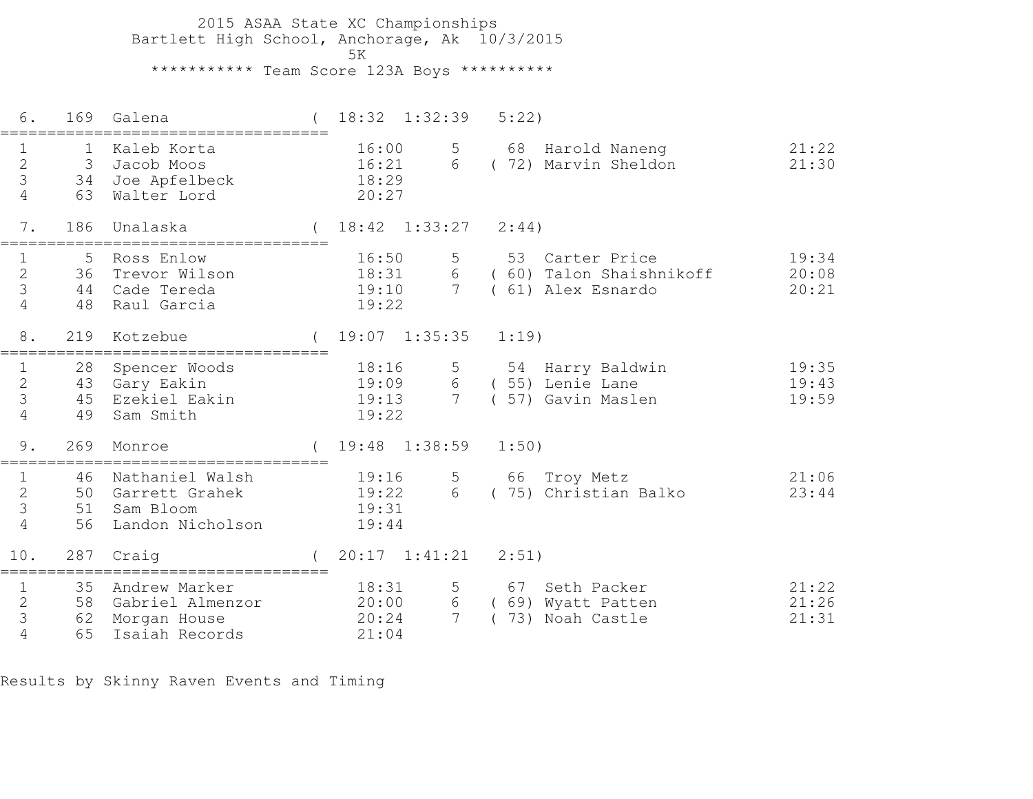2015 ASAA State XC Championships
Bartlett High School, Anchorage, Ak 10/3/2015
5K
*********** Team Score 123A Boys **********

```
  6.   169  Galena                 (  18:32  1:32:39   5:22)
=====================================
  1      1  Kaleb Korta               16:00     5     68  Harold Naneng             21:22
  2      3  Jacob Moos                16:21     6   ( 72) Marvin Sheldon            21:30
  3     34  Joe Apfelbeck             18:29
  4     63  Walter Lord               20:27

  7.   186  Unalaska               (  18:42  1:33:27   2:44)
=====================================
  1      5  Ross Enlow                16:50     5     53  Carter Price              19:34
  2     36  Trevor Wilson             18:31     6   ( 60) Talon Shaishnikoff        20:08
  3     44  Cade Tereda               19:10     7   ( 61) Alex Esnardo              20:21
  4     48  Raul Garcia               19:22

  8.   219  Kotzebue               (  19:07  1:35:35   1:19)
=====================================
  1     28  Spencer Woods             18:16     5     54  Harry Baldwin             19:35
  2     43  Gary Eakin                19:09     6   ( 55) Lenie Lane                19:43
  3     45  Ezekiel Eakin             19:13     7   ( 57) Gavin Maslen              19:59
  4     49  Sam Smith                 19:22

  9.   269  Monroe                 (  19:48  1:38:59   1:50)
=====================================
  1     46  Nathaniel Walsh           19:16     5     66  Troy Metz                 21:06
  2     50  Garrett Grahek            19:22     6   ( 75) Christian Balko           23:44
  3     51  Sam Bloom                 19:31
  4     56  Landon Nicholson          19:44

 10.   287  Craig                  (  20:17  1:41:21   2:51)
=====================================
  1     35  Andrew Marker             18:31     5     67  Seth Packer               21:22
  2     58  Gabriel Almenzor          20:00     6   ( 69) Wyatt Patten              21:26
  3     62  Morgan House              20:24     7   ( 73) Noah Castle               21:31
  4     65  Isaiah Records            21:04
```

Results by Skinny Raven Events and Timing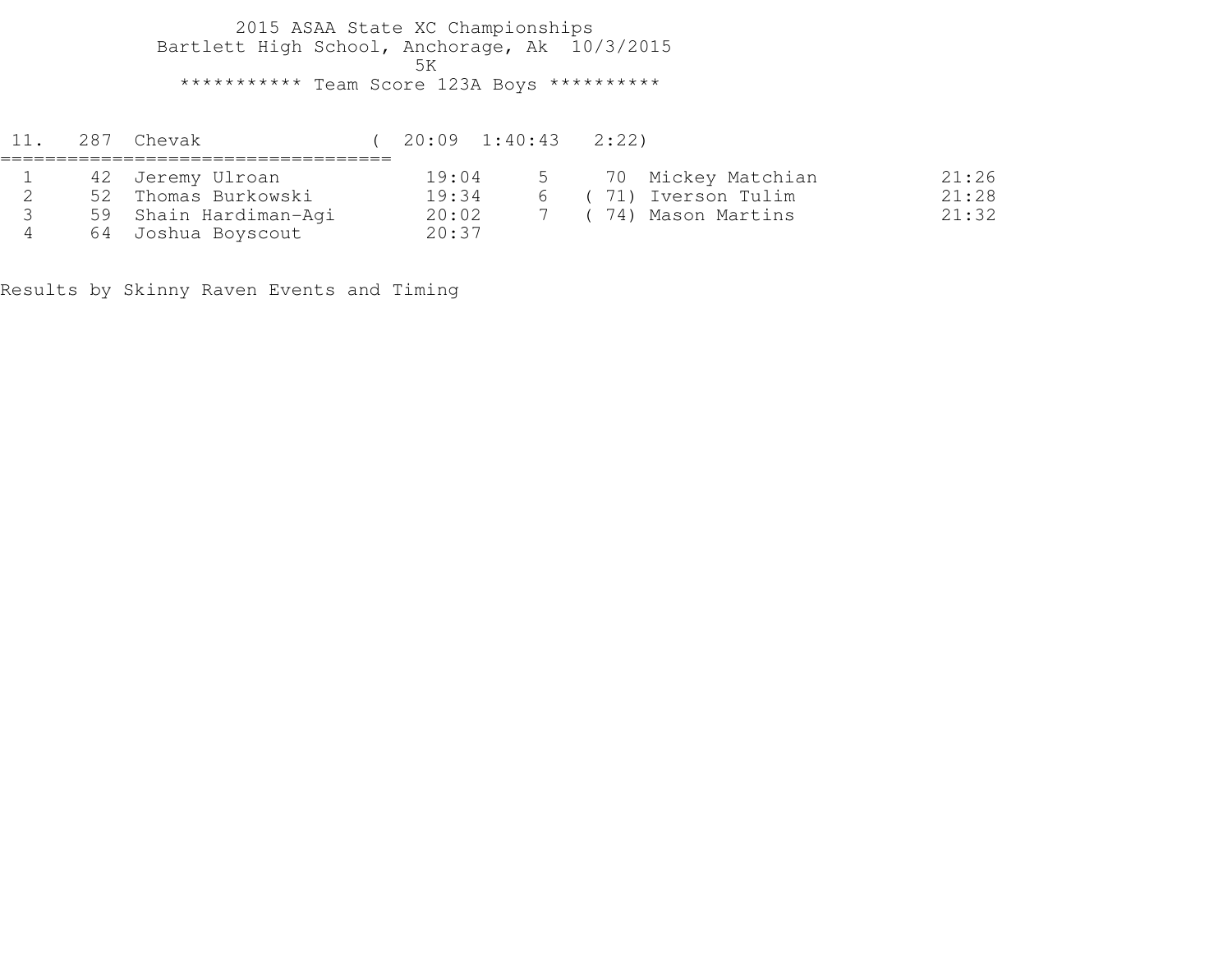2015 ASAA State XC Championships
Bartlett High School, Anchorage, Ak 10/3/2015
5K
*********** Team Score 123A Boys **********

11. 287 Chevak ( 20:09 1:40:43 2:22)

| | | | | | | | |
|---|---|---|---|---|---|---|---|
| 1 | 42 | Jeremy Ulroan | 19:04 | 5 | 70 | Mickey Matchian | 21:26 |
| 2 | 52 | Thomas Burkowski | 19:34 | 6 | ( 71) | Iverson Tulim | 21:28 |
| 3 | 59 | Shain Hardiman-Agi | 20:02 | 7 | ( 74) | Mason Martins | 21:32 |
| 4 | 64 | Joshua Boyscout | 20:37 | | | | |

Results by Skinny Raven Events and Timing